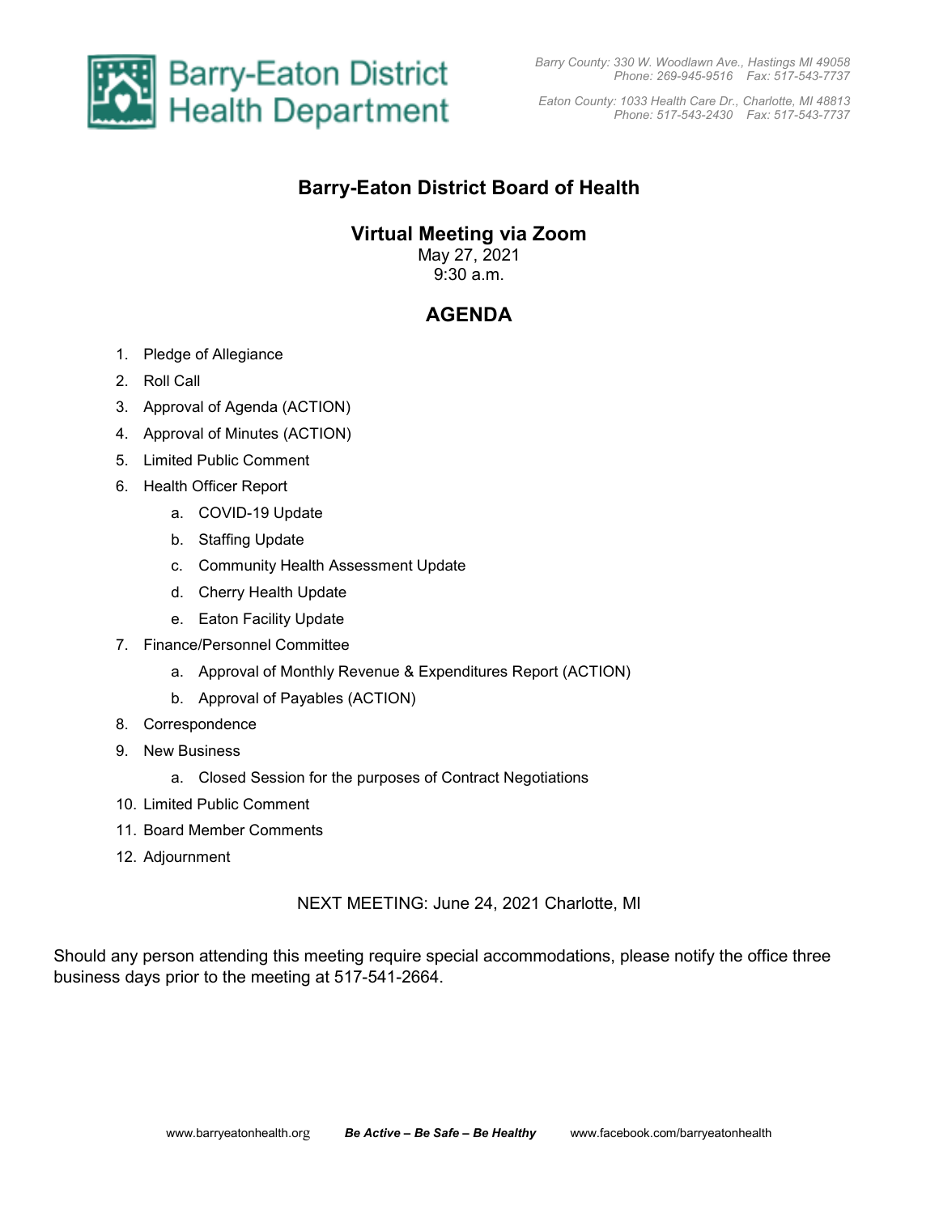Barry-Eaton District Health Department

*Barry County: 330 W. Woodlawn Ave., Hastings MI 49058*
*Phone: 269-945-9516 Fax: 517-543-7737*

*Eaton County: 1033 Health Care Dr., Charlotte, MI 48813*
*Phone: 517-543-2430 Fax: 517-543-7737*

# Barry-Eaton District Board of Health

## Virtual Meeting via Zoom

May 27, 2021
9:30 a.m.

## AGENDA

1. Pledge of Allegiance
2. Roll Call
3. Approval of Agenda (ACTION)
4. Approval of Minutes (ACTION)
5. Limited Public Comment
6. Health Officer Report
    a. COVID-19 Update
    b. Staffing Update
    c. Community Health Assessment Update
    d. Cherry Health Update
    e. Eaton Facility Update
7. Finance/Personnel Committee
    a. Approval of Monthly Revenue & Expenditures Report (ACTION)
    b. Approval of Payables (ACTION)
8. Correspondence
9. New Business
    a. Closed Session for the purposes of Contract Negotiations
10. Limited Public Comment
11. Board Member Comments
12. Adjournment

NEXT MEETING: June 24, 2021 Charlotte, MI

Should any person attending this meeting require special accommodations, please notify the office three business days prior to the meeting at 517-541-2664.

www.barryeatonhealth.org ***Be Active – Be Safe – Be Healthy*** www.facebook.com/barryeatonhealth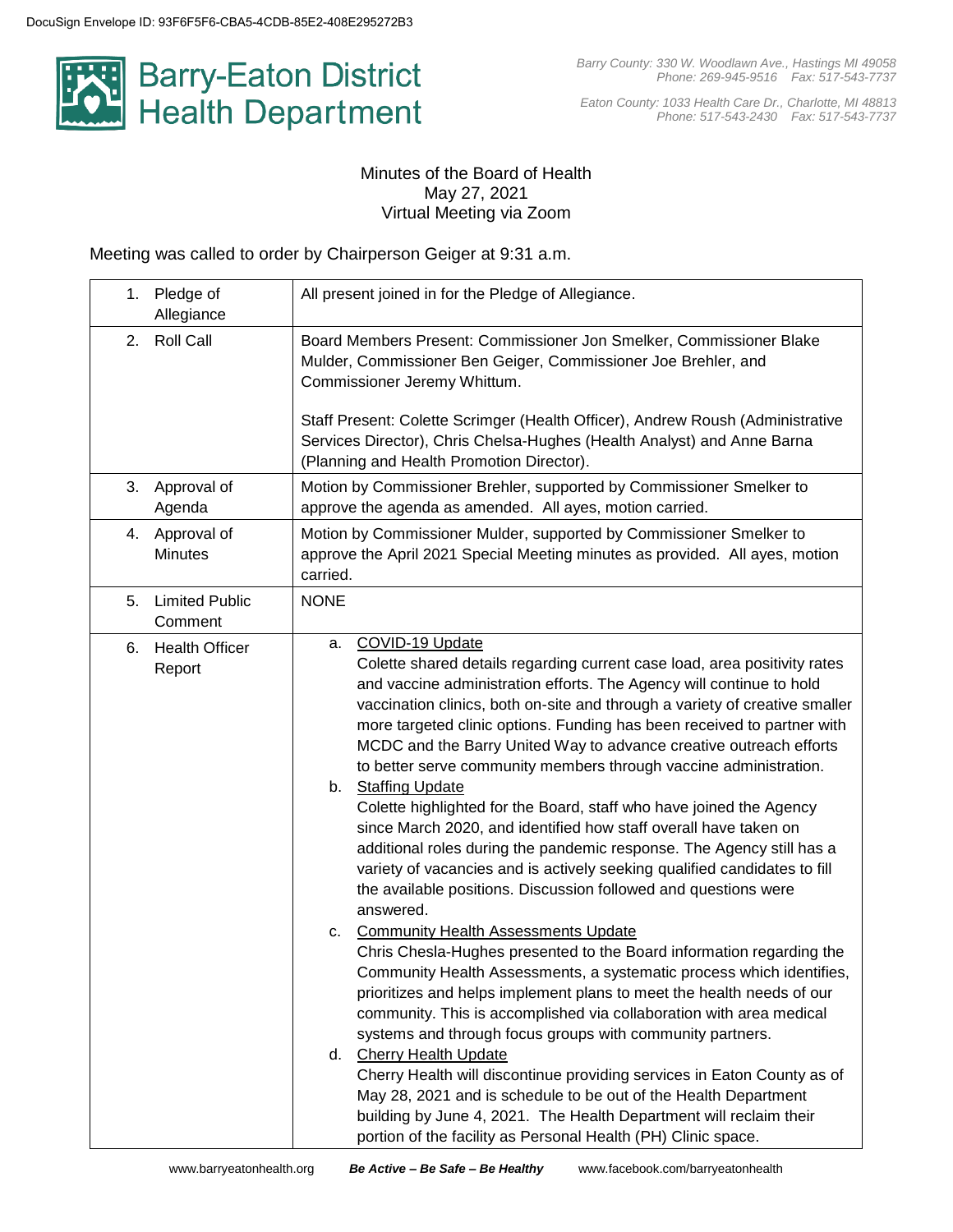DocuSign Envelope ID: 93F6F5F6-CBA5-4CDB-85E2-408E295272B3

# Barry-Eaton District Health Department

*Barry County: 330 W. Woodlawn Ave., Hastings MI 49058*
*Phone: 269-945-9516 Fax: 517-543-7737*

*Eaton County: 1033 Health Care Dr., Charlotte, MI 48813*
*Phone: 517-543-2430 Fax: 517-543-7737*

Minutes of the Board of Health
May 27, 2021
Virtual Meeting via Zoom

Meeting was called to order by Chairperson Geiger at 9:31 a.m.

| | |
|---|---|
| 1. Pledge of Allegiance | All present joined in for the Pledge of Allegiance. |
| 2. Roll Call | Board Members Present: Commissioner Jon Smelker, Commissioner Blake Mulder, Commissioner Ben Geiger, Commissioner Joe Brehler, and Commissioner Jeremy Whittum.<br><br>Staff Present: Colette Scrimger (Health Officer), Andrew Roush (Administrative Services Director), Chris Chelsa-Hughes (Health Analyst) and Anne Barna (Planning and Health Promotion Director). |
| 3. Approval of Agenda | Motion by Commissioner Brehler, supported by Commissioner Smelker to approve the agenda as amended. All ayes, motion carried. |
| 4. Approval of Minutes | Motion by Commissioner Mulder, supported by Commissioner Smelker to approve the April 2021 Special Meeting minutes as provided. All ayes, motion carried. |
| 5. Limited Public Comment | NONE |
| 6. Health Officer Report | a. COVID-19 Update<br>Colette shared details regarding current case load, area positivity rates and vaccine administration efforts. The Agency will continue to hold vaccination clinics, both on-site and through a variety of creative smaller more targeted clinic options. Funding has been received to partner with MCDC and the Barry United Way to advance creative outreach efforts to better serve community members through vaccine administration.<br>b. Staffing Update<br>Colette highlighted for the Board, staff who have joined the Agency since March 2020, and identified how staff overall have taken on additional roles during the pandemic response. The Agency still has a variety of vacancies and is actively seeking qualified candidates to fill the available positions. Discussion followed and questions were answered.<br>c. Community Health Assessments Update<br>Chris Chesla-Hughes presented to the Board information regarding the Community Health Assessments, a systematic process which identifies, prioritizes and helps implement plans to meet the health needs of our community. This is accomplished via collaboration with area medical systems and through focus groups with community partners.<br>d. Cherry Health Update<br>Cherry Health will discontinue providing services in Eaton County as of May 28, 2021 and is schedule to be out of the Health Department building by June 4, 2021. The Health Department will reclaim their portion of the facility as Personal Health (PH) Clinic space. |

www.barryeatonhealth.org ***Be Active – Be Safe – Be Healthy*** www.facebook.com/barryeatonhealth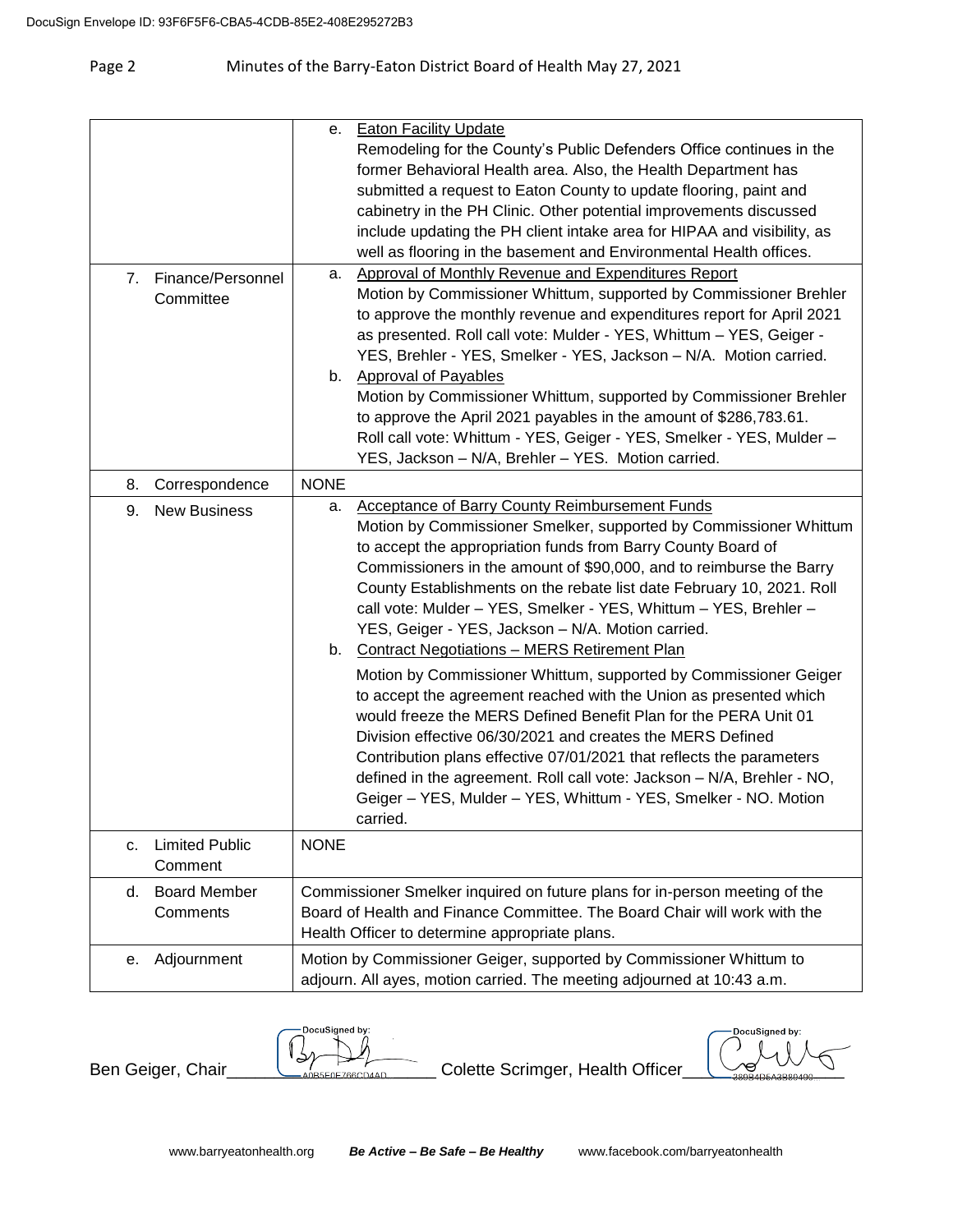Page 2 Minutes of the Barry-Eaton District Board of Health May 27, 2021

| | |
|---|---|
| | e. Eaton Facility Update<br>Remodeling for the County's Public Defenders Office continues in the former Behavioral Health area. Also, the Health Department has submitted a request to Eaton County to update flooring, paint and cabinetry in the PH Clinic. Other potential improvements discussed include updating the PH client intake area for HIPAA and visibility, as well as flooring in the basement and Environmental Health offices. |
| 7. Finance/Personnel Committee | a. Approval of Monthly Revenue and Expenditures Report<br>Motion by Commissioner Whittum, supported by Commissioner Brehler to approve the monthly revenue and expenditures report for April 2021 as presented. Roll call vote: Mulder - YES, Whittum – YES, Geiger - YES, Brehler - YES, Smelker - YES, Jackson – N/A. Motion carried.<br>b. Approval of Payables<br>Motion by Commissioner Whittum, supported by Commissioner Brehler to approve the April 2021 payables in the amount of $286,783.61. Roll call vote: Whittum - YES, Geiger - YES, Smelker - YES, Mulder – YES, Jackson – N/A, Brehler – YES. Motion carried. |
| 8. Correspondence | NONE |
| 9. New Business | a. Acceptance of Barry County Reimbursement Funds<br>Motion by Commissioner Smelker, supported by Commissioner Whittum to accept the appropriation funds from Barry County Board of Commissioners in the amount of $90,000, and to reimburse the Barry County Establishments on the rebate list date February 10, 2021. Roll call vote: Mulder – YES, Smelker - YES, Whittum – YES, Brehler – YES, Geiger - YES, Jackson – N/A. Motion carried.<br>b. Contract Negotiations – MERS Retirement Plan<br>Motion by Commissioner Whittum, supported by Commissioner Geiger to accept the agreement reached with the Union as presented which would freeze the MERS Defined Benefit Plan for the PERA Unit 01 Division effective 06/30/2021 and creates the MERS Defined Contribution plans effective 07/01/2021 that reflects the parameters defined in the agreement. Roll call vote: Jackson – N/A, Brehler - NO, Geiger – YES, Mulder – YES, Whittum - YES, Smelker - NO. Motion carried. |
| c. Limited Public Comment | NONE |
| d. Board Member Comments | Commissioner Smelker inquired on future plans for in-person meeting of the Board of Health and Finance Committee. The Board Chair will work with the Health Officer to determine appropriate plans. |
| e. Adjournment | Motion by Commissioner Geiger, supported by Commissioner Whittum to adjourn. All ayes, motion carried. The meeting adjourned at 10:43 a.m. |

Ben Geiger, Chair ____________ Colette Scrimger, Health Officer ____________